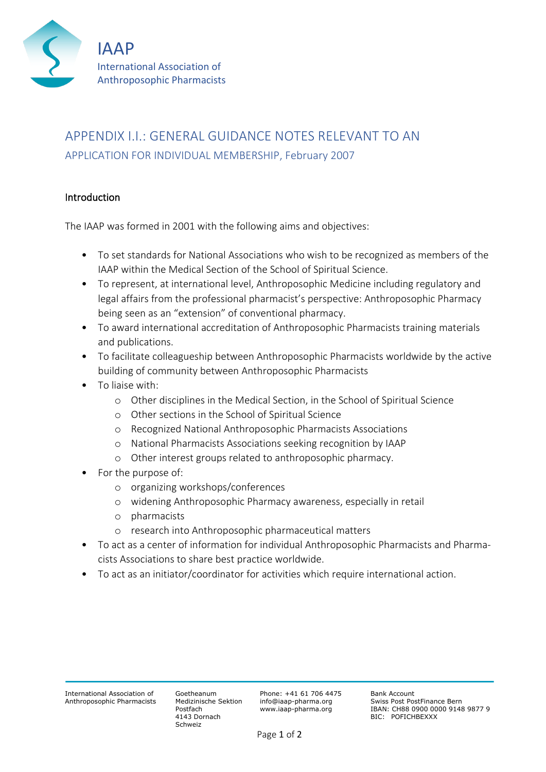# IAAP

International Association of Anthroposophic Pharmacists

## APPENDIX I.I.: GENERAL GUIDANCE NOTES RELEVANT TO AN APPLICATION FOR INDIVIDUAL MEMBERSHIP, February 2007

### Introduction

The IAAP was formed in 2001 with the following aims and objectives:

- To set standards for National Associations who wish to be recognized as members of the IAAP within the Medical Section of the School of Spiritual Science.
- To represent, at international level, Anthroposophic Medicine including regulatory and legal affairs from the professional pharmacist's perspective: Anthroposophic Pharmacy being seen as an "extension" of conventional pharmacy.
- To award international accreditation of Anthroposophic Pharmacists training materials and publications.
- To facilitate colleagueship between Anthroposophic Pharmacists worldwide by the active building of community between Anthroposophic Pharmacists
- To liaise with:
    - Other disciplines in the Medical Section, in the School of Spiritual Science
    - Other sections in the School of Spiritual Science
    - Recognized National Anthroposophic Pharmacists Associations
    - National Pharmacists Associations seeking recognition by IAAP
    - Other interest groups related to anthroposophic pharmacy.
- For the purpose of:
    - organizing workshops/conferences
    - widening Anthroposophic Pharmacy awareness, especially in retail
    - pharmacists
    - research into Anthroposophic pharmaceutical matters
- To act as a center of information for individual Anthroposophic Pharmacists and Pharmacists Associations to share best practice worldwide.
- To act as an initiator/coordinator for activities which require international action.

International Association of Anthroposophic Pharmacists

Goetheanum
Medizinische Sektion
Postfach
4143 Dornach
Schweiz

Phone: +41 61 706 4475
info@iaap-pharma.org
www.iaap-pharma.org

Bank Account
Swiss Post PostFinance Bern
IBAN: CH88 0900 0000 9148 9877 9
BIC: POFICHBEXXX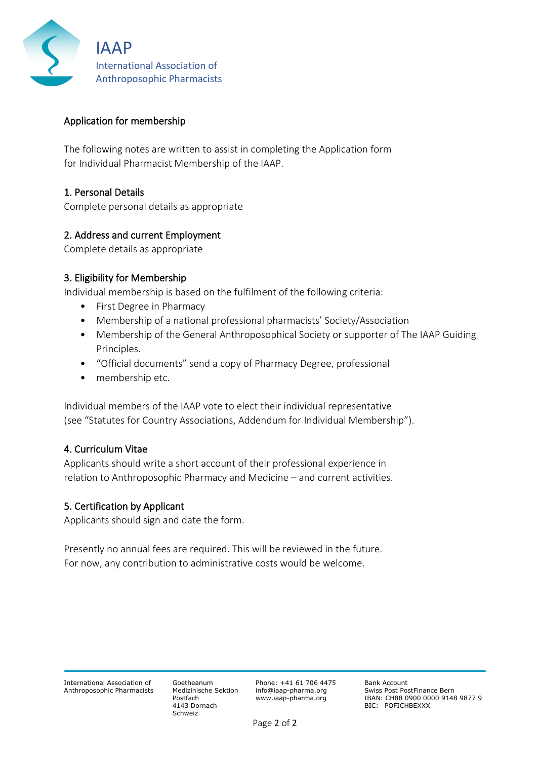IAAP
International Association of
Anthroposophic Pharmacists

## Application for membership

The following notes are written to assist in completing the Application form for Individual Pharmacist Membership of the IAAP.

### 1. Personal Details

Complete personal details as appropriate

### 2. Address and current Employment

Complete details as appropriate

### 3. Eligibility for Membership

Individual membership is based on the fulfilment of the following criteria:

- First Degree in Pharmacy
- Membership of a national professional pharmacists' Society/Association
- Membership of the General Anthroposophical Society or supporter of The IAAP Guiding Principles.
- "Official documents" send a copy of Pharmacy Degree, professional
- membership etc.

Individual members of the IAAP vote to elect their individual representative (see "Statutes for Country Associations, Addendum for Individual Membership").

### 4. Curriculum Vitae

Applicants should write a short account of their professional experience in relation to Anthroposophic Pharmacy and Medicine – and current activities.

### 5. Certification by Applicant

Applicants should sign and date the form.

Presently no annual fees are required. This will be reviewed in the future. For now, any contribution to administrative costs would be welcome.

International Association of Anthroposophic Pharmacists

Goetheanum
Medizinische Sektion
Postfach
4143 Dornach
Schweiz

Phone: +41 61 706 4475
info@iaap-pharma.org
www.iaap-pharma.org

Bank Account
Swiss Post PostFinance Bern
IBAN: CH88 0900 0000 9148 9877 9
BIC: POFICHBEXXX